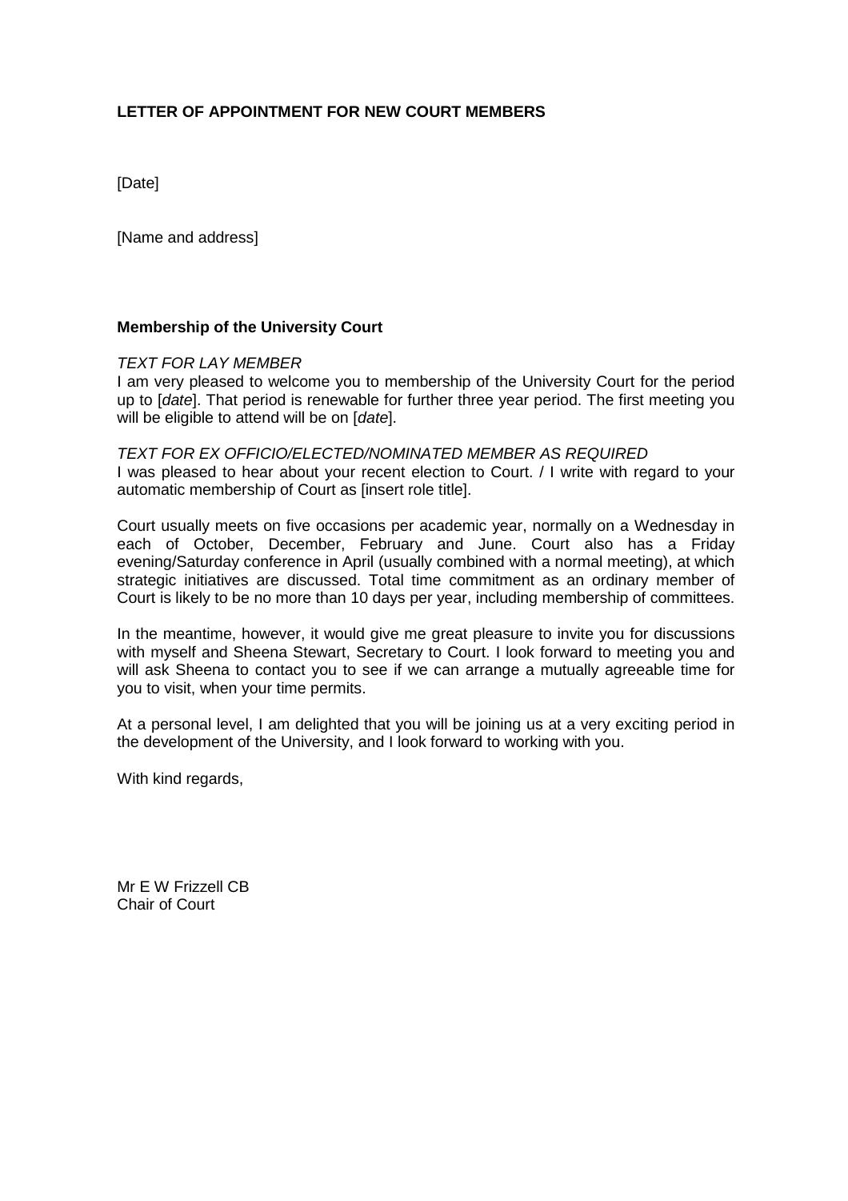# LETTER OF APPOINTMENT FOR NEW COURT MEMBERS

[Date]

[Name and address]

**Membership of the University Court**

*TEXT FOR LAY MEMBER*
I am very pleased to welcome you to membership of the University Court for the period up to [*date*]. That period is renewable for further three year period. The first meeting you will be eligible to attend will be on [*date*].

*TEXT FOR EX OFFICIO/ELECTED/NOMINATED MEMBER AS REQUIRED*
I was pleased to hear about your recent election to Court. / I write with regard to your automatic membership of Court as [insert role title].

Court usually meets on five occasions per academic year, normally on a Wednesday in each of October, December, February and June. Court also has a Friday evening/Saturday conference in April (usually combined with a normal meeting), at which strategic initiatives are discussed. Total time commitment as an ordinary member of Court is likely to be no more than 10 days per year, including membership of committees.

In the meantime, however, it would give me great pleasure to invite you for discussions with myself and Sheena Stewart, Secretary to Court. I look forward to meeting you and will ask Sheena to contact you to see if we can arrange a mutually agreeable time for you to visit, when your time permits.

At a personal level, I am delighted that you will be joining us at a very exciting period in the development of the University, and I look forward to working with you.

With kind regards,

Mr E W Frizzell CB
Chair of Court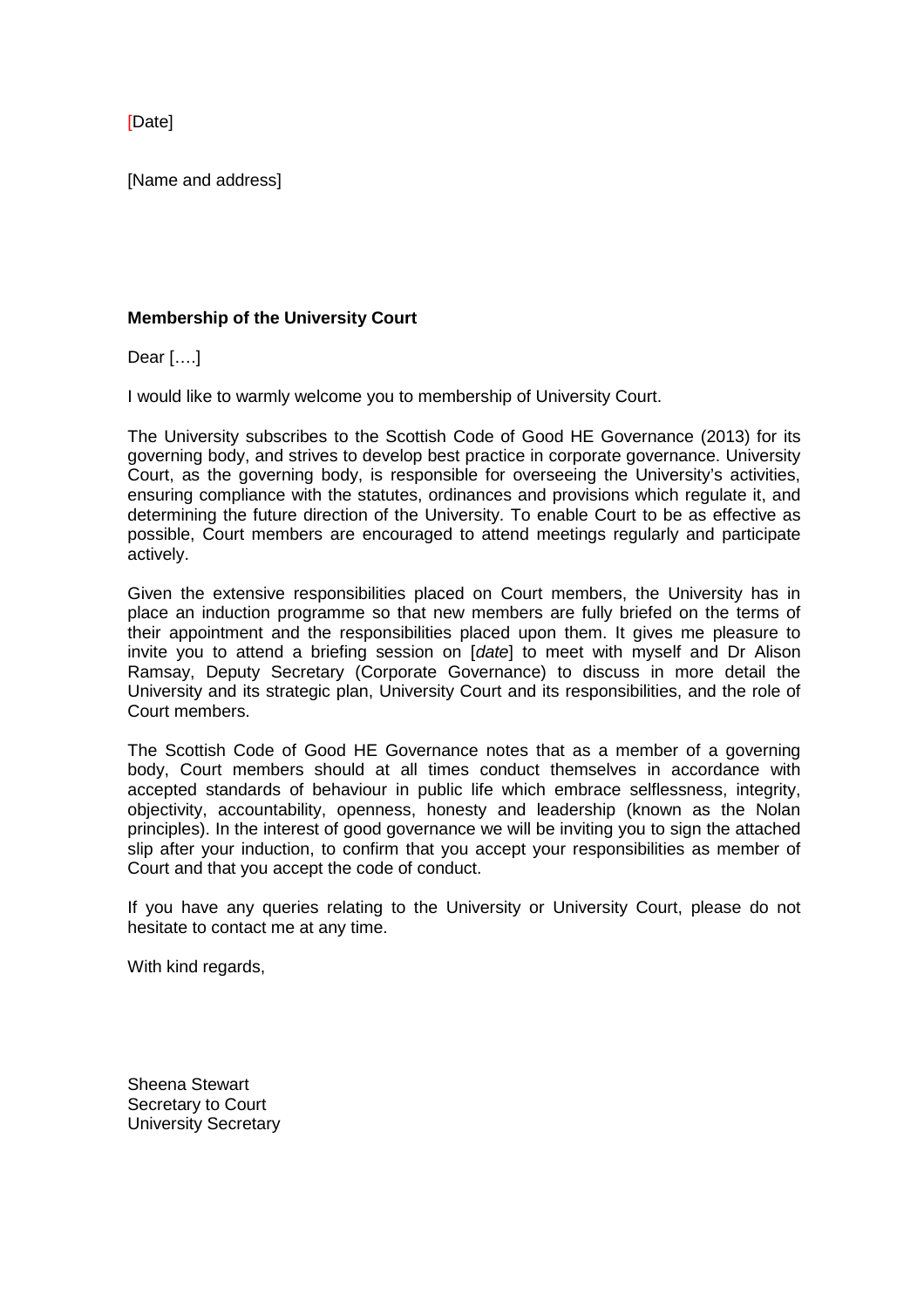[Date]

[Name and address]

**Membership of the University Court**

Dear [….]

I would like to warmly welcome you to membership of University Court.

The University subscribes to the Scottish Code of Good HE Governance (2013) for its governing body, and strives to develop best practice in corporate governance. University Court, as the governing body, is responsible for overseeing the University's activities, ensuring compliance with the statutes, ordinances and provisions which regulate it, and determining the future direction of the University. To enable Court to be as effective as possible, Court members are encouraged to attend meetings regularly and participate actively.

Given the extensive responsibilities placed on Court members, the University has in place an induction programme so that new members are fully briefed on the terms of their appointment and the responsibilities placed upon them. It gives me pleasure to invite you to attend a briefing session on [*date*] to meet with myself and Dr Alison Ramsay, Deputy Secretary (Corporate Governance) to discuss in more detail the University and its strategic plan, University Court and its responsibilities, and the role of Court members.

The Scottish Code of Good HE Governance notes that as a member of a governing body, Court members should at all times conduct themselves in accordance with accepted standards of behaviour in public life which embrace selflessness, integrity, objectivity, accountability, openness, honesty and leadership (known as the Nolan principles). In the interest of good governance we will be inviting you to sign the attached slip after your induction, to confirm that you accept your responsibilities as member of Court and that you accept the code of conduct.

If you have any queries relating to the University or University Court, please do not hesitate to contact me at any time.

With kind regards,

Sheena Stewart
Secretary to Court
University Secretary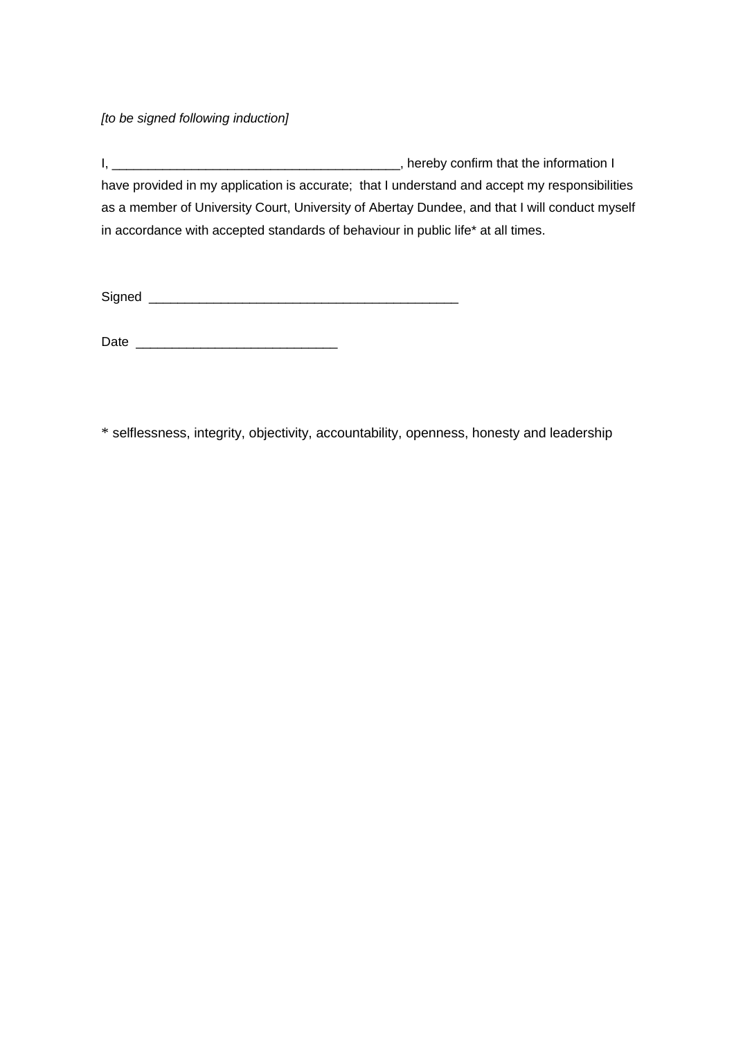*[to be signed following induction]*

I, ________________________________________, hereby confirm that the information I have provided in my application is accurate;  that I understand and accept my responsibilities as a member of University Court, University of Abertay Dundee, and that I will conduct myself in accordance with accepted standards of behaviour in public life* at all times.

Signed  ____________________________________________

Date  ____________________________

* selflessness, integrity, objectivity, accountability, openness, honesty and leadership